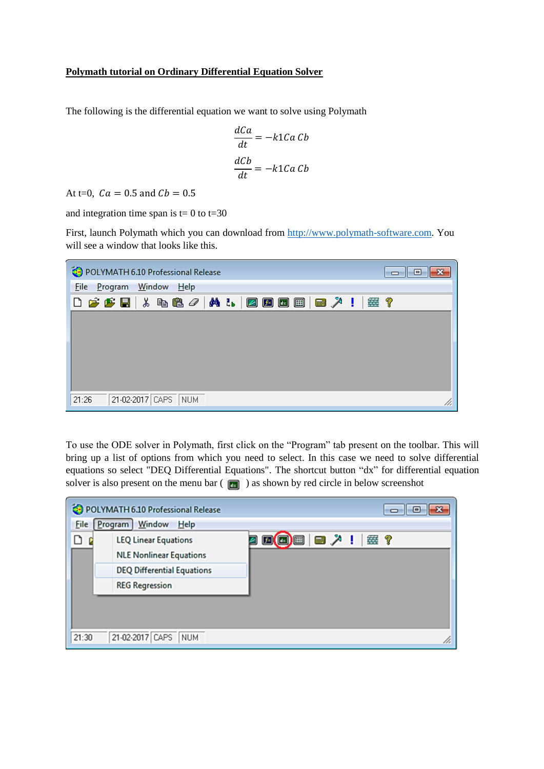**Polymath tutorial on Ordinary Differential Equation Solver**

The following is the differential equation we want to solve using Polymath

$$\frac{dCa}{dt} = -k1Ca\,Cb$$

$$\frac{dCb}{dt} = -k1Ca\,Cb$$

At t=0, $Ca = 0.5$ and $Cb = 0.5$

and integration time span is t= 0 to t=30

First, launch Polymath which you can download from http://www.polymath-software.com. You will see a window that looks like this.

To use the ODE solver in Polymath, first click on the "Program" tab present on the toolbar. This will bring up a list of options from which you need to select. In this case we need to solve differential equations so select "DEQ Differential Equations". The shortcut button "dx" for differential equation solver is also present on the menu bar ( ) as shown by red circle in below screenshot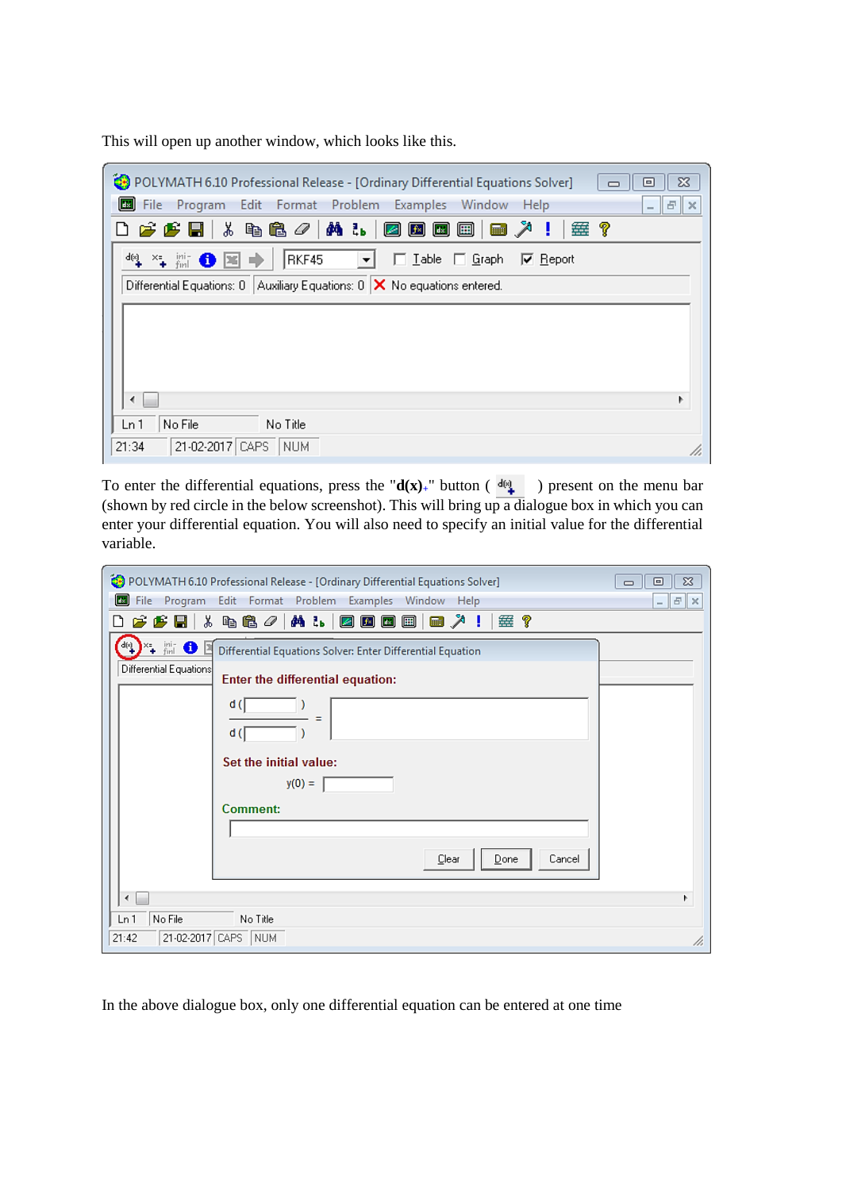This will open up another window, which looks like this.

To enter the differential equations, press the "**d(x)**+" button ( ) present on the menu bar (shown by red circle in the below screenshot). This will bring up a dialogue box in which you can enter your differential equation. You will also need to specify an initial value for the differential variable.

In the above dialogue box, only one differential equation can be entered at one time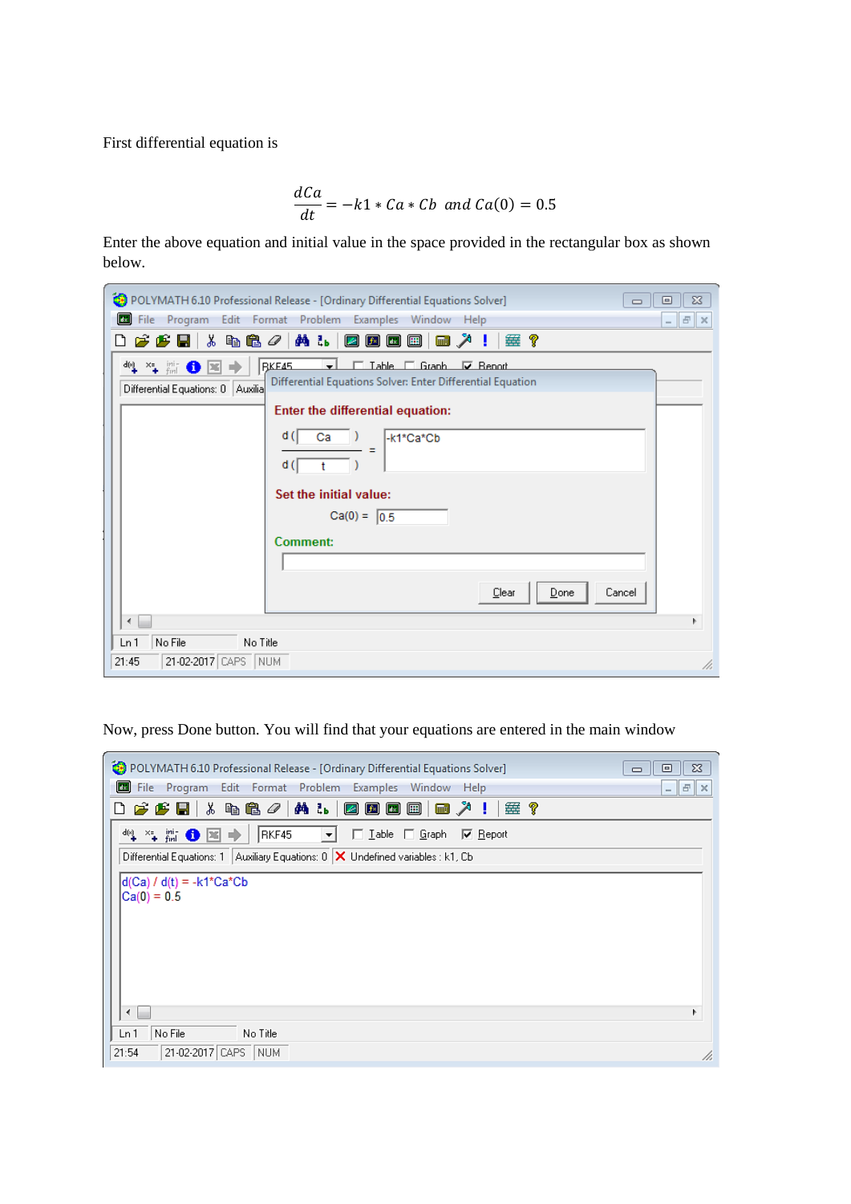First differential equation is

$$\frac{dCa}{dt} = -k1 * Ca * Cb \;\; and \; Ca(0) = 0.5$$

Enter the above equation and initial value in the space provided in the rectangular box as shown below.

Now, press Done button. You will find that your equations are entered in the main window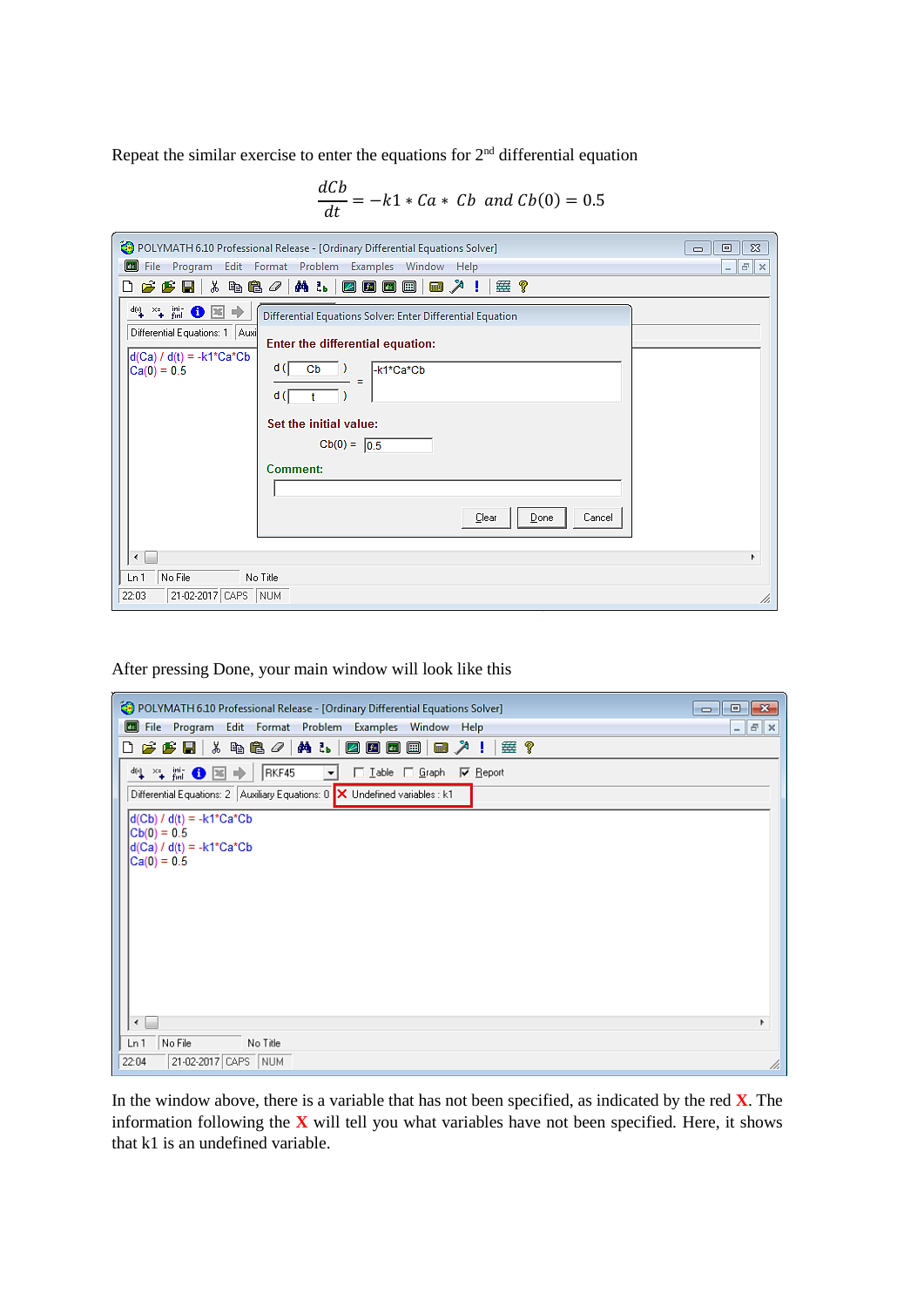Repeat the similar exercise to enter the equations for 2nd differential equation

$$\frac{dCb}{dt} = -k1 * Ca * Cb \text{ and } Cb(0) = 0.5$$

After pressing Done, your main window will look like this

In the window above, there is a variable that has not been specified, as indicated by the red **X**. The information following the **X** will tell you what variables have not been specified. Here, it shows that k1 is an undefined variable.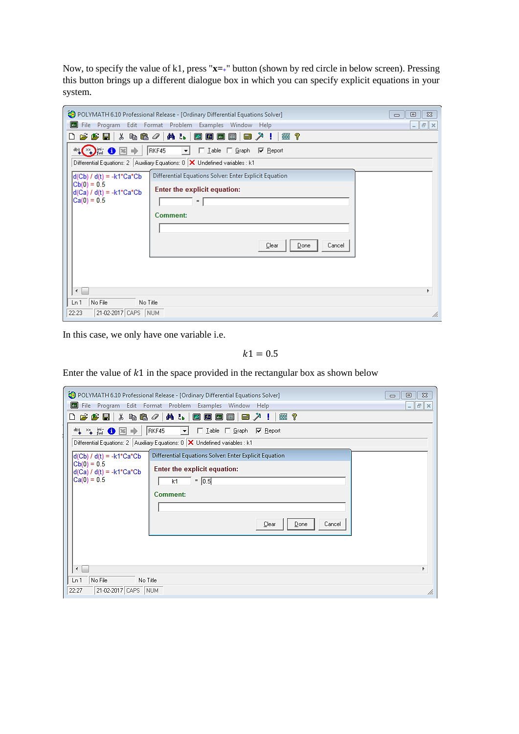Now, to specify the value of k1, press "**x=**" button (shown by red circle in below screen). Pressing this button brings up a different dialogue box in which you can specify explicit equations in your system.

In this case, we only have one variable i.e.

$$k1 = 0.5$$

Enter the value of $k1$ in the space provided in the rectangular box as shown below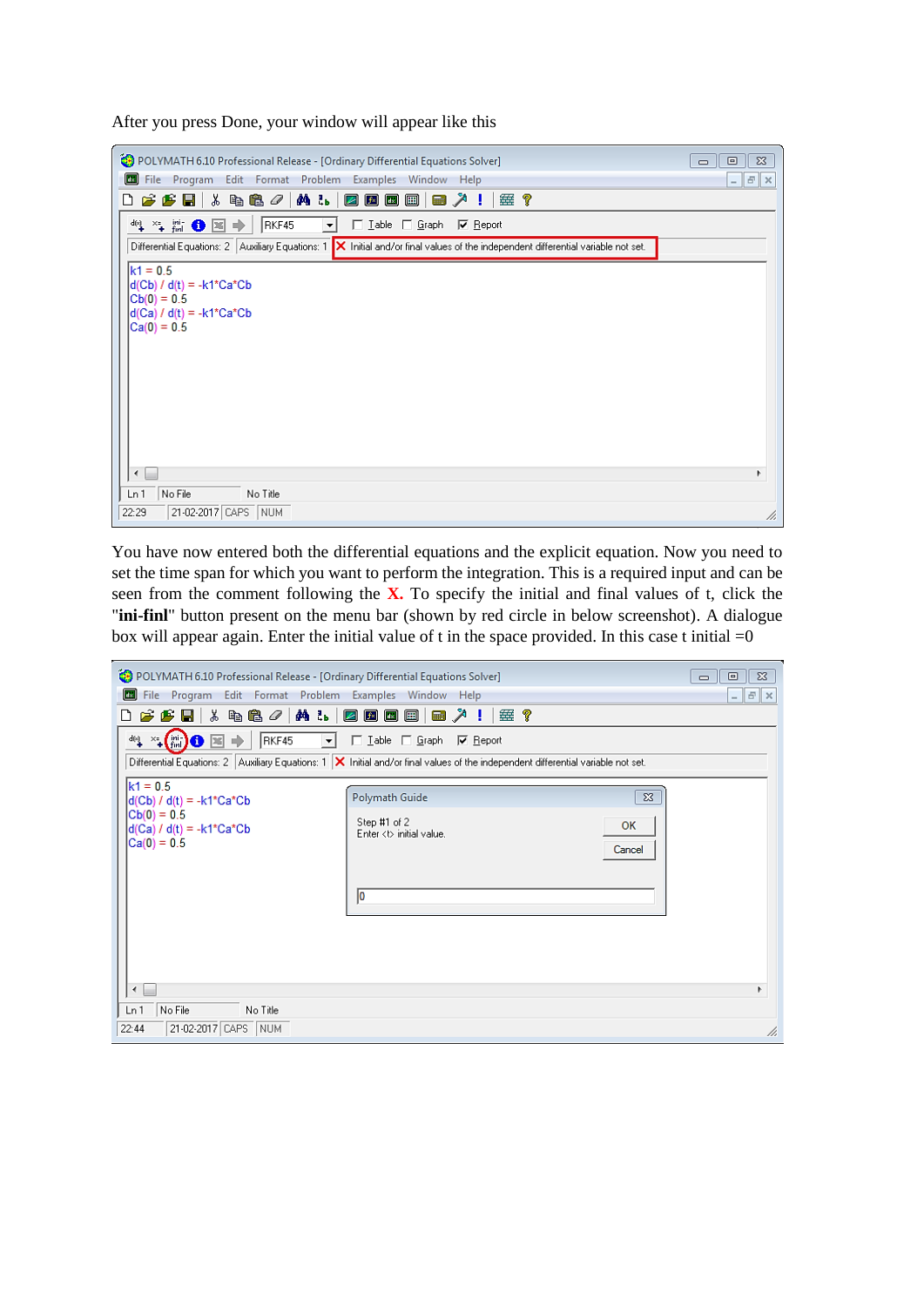After you press Done, your window will appear like this

You have now entered both the differential equations and the explicit equation. Now you need to set the time span for which you want to perform the integration. This is a required input and can be seen from the comment following the **X.** To specify the initial and final values of t, click the "**ini-finl**" button present on the menu bar (shown by red circle in below screenshot). A dialogue box will appear again. Enter the initial value of t in the space provided. In this case t initial =0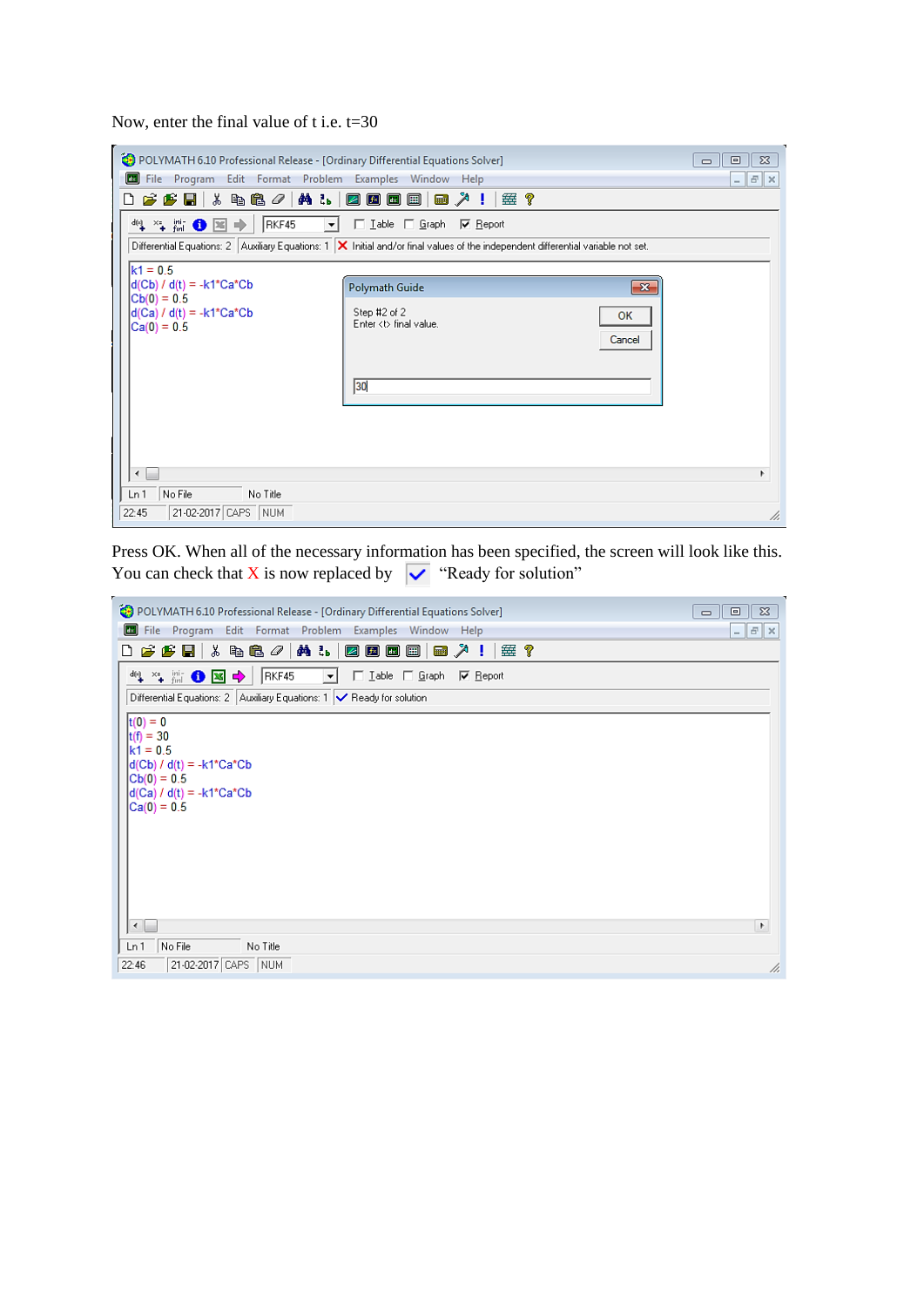Now, enter the final value of t i.e. t=30

Press OK. When all of the necessary information has been specified, the screen will look like this. You can check that X is now replaced by ✓ "Ready for solution"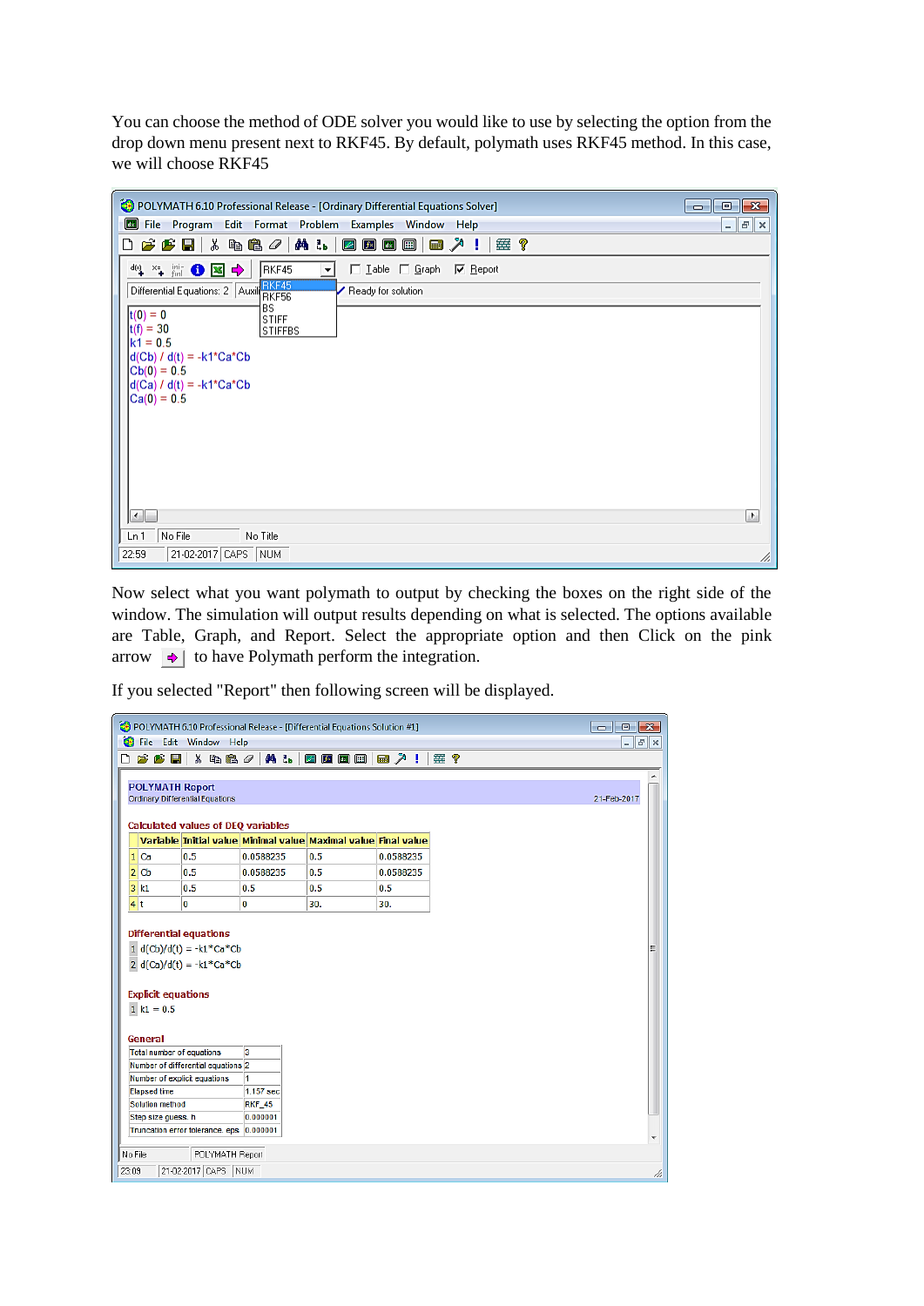You can choose the method of ODE solver you would like to use by selecting the option from the drop down menu present next to RKF45. By default, polymath uses RKF45 method. In this case, we will choose RKF45

Now select what you want polymath to output by checking the boxes on the right side of the window. The simulation will output results depending on what is selected. The options available are Table, Graph, and Report. Select the appropriate option and then Click on the pink arrow to have Polymath perform the integration.

If you selected "Report" then following screen will be displayed.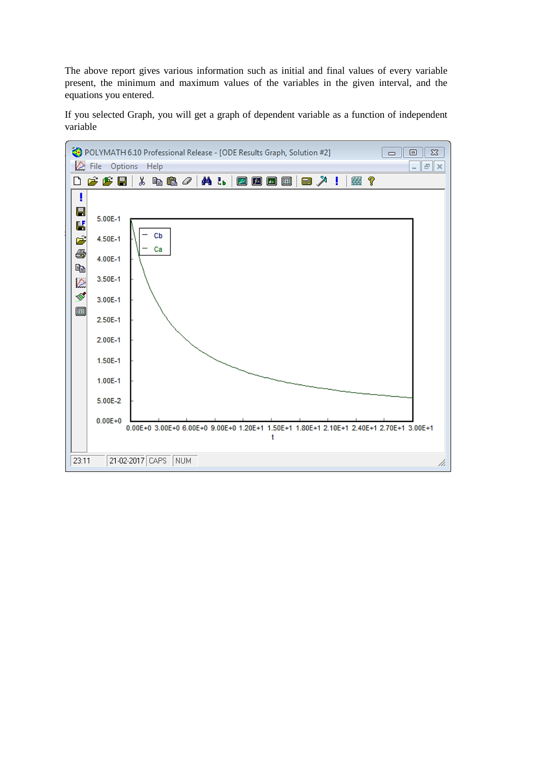The above report gives various information such as initial and final values of every variable present, the minimum and maximum values of the variables in the given interval, and the equations you entered.

If you selected Graph, you will get a graph of dependent variable as a function of independent variable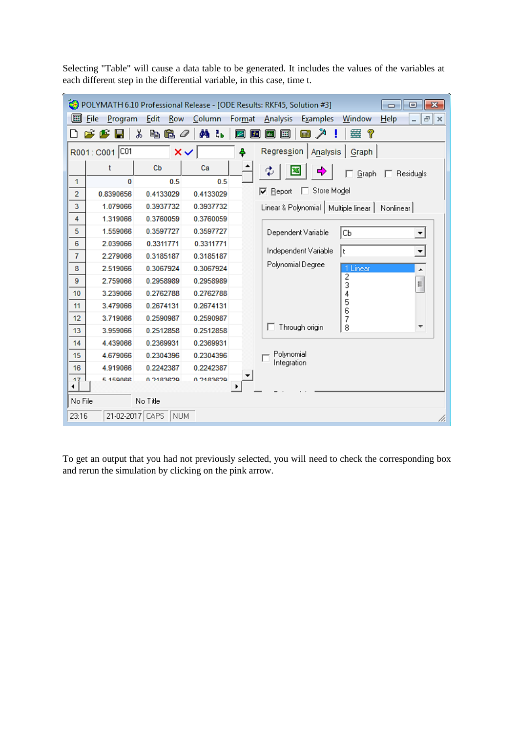Selecting "Table" will cause a data table to be generated. It includes the values of the variables at each different step in the differential variable, in this case, time t.

To get an output that you had not previously selected, you will need to check the corresponding box and rerun the simulation by clicking on the pink arrow.